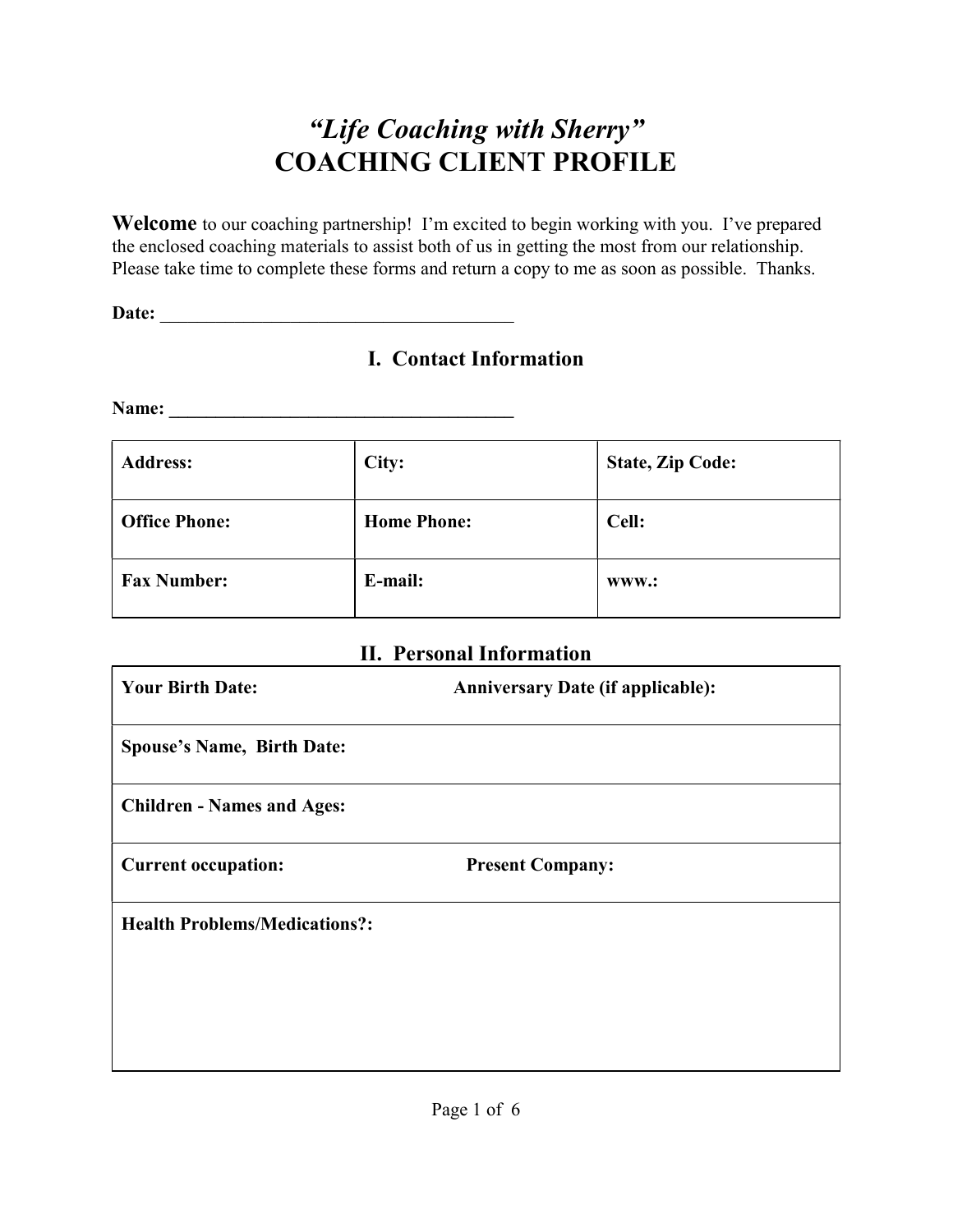# *"Life Coaching with Sherry"*
# COACHING CLIENT PROFILE

**Welcome** to our coaching partnership! I'm excited to begin working with you. I've prepared the enclosed coaching materials to assist both of us in getting the most from our relationship. Please take time to complete these forms and return a copy to me as soon as possible. Thanks.

**Date:** ________________________________________

## I. Contact Information

**Name: ______________________________________**

| | | |
|---|---|---|
| **Address:** | **City:** | **State, Zip Code:** |
| **Office Phone:** | **Home Phone:** | **Cell:** |
| **Fax Number:** | **E-mail:** | **www.:** |

## II. Personal Information

| | |
|---|---|
| **Your Birth Date:** | **Anniversary Date (if applicable):** |
| **Spouse's Name, Birth Date:** | |
| **Children - Names and Ages:** | |
| **Current occupation:** | **Present Company:** |
| **Health Problems/Medications?:** | |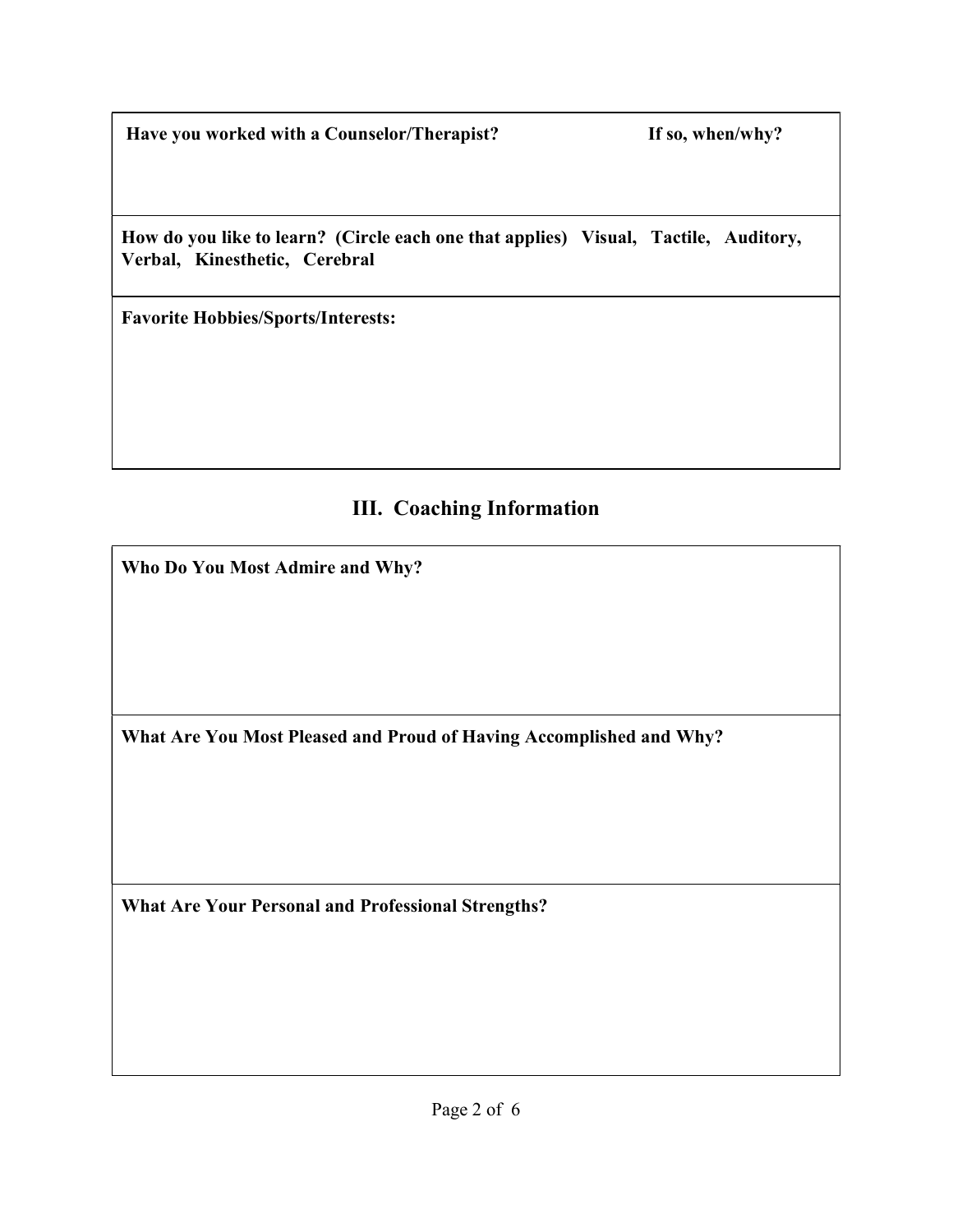**Have you worked with a Counselor/Therapist?** **If so, when/why?**

**How do you like to learn? (Circle each one that applies) Visual, Tactile, Auditory, Verbal, Kinesthetic, Cerebral**

**Favorite Hobbies/Sports/Interests:**

## III. Coaching Information

**Who Do You Most Admire and Why?**

**What Are You Most Pleased and Proud of Having Accomplished and Why?**

**What Are Your Personal and Professional Strengths?**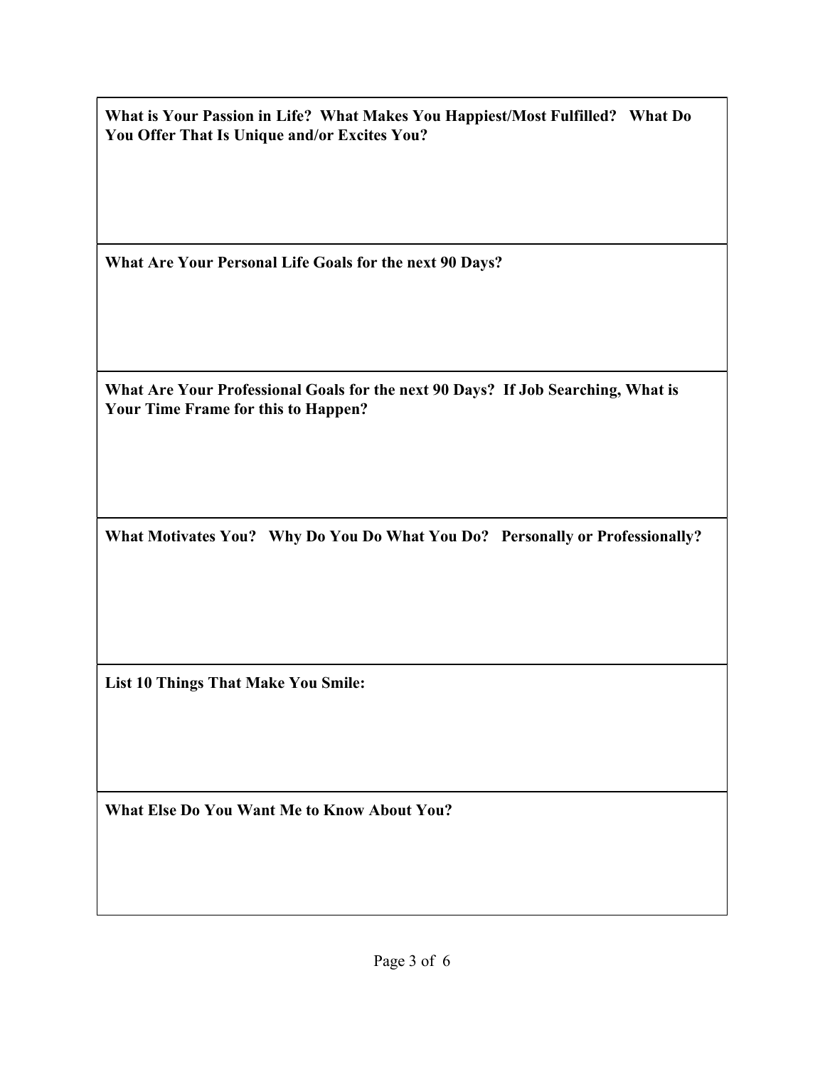**What is Your Passion in Life? What Makes You Happiest/Most Fulfilled? What Do You Offer That Is Unique and/or Excites You?**

**What Are Your Personal Life Goals for the next 90 Days?**

**What Are Your Professional Goals for the next 90 Days? If Job Searching, What is Your Time Frame for this to Happen?**

**What Motivates You? Why Do You Do What You Do? Personally or Professionally?**

**List 10 Things That Make You Smile:**

**What Else Do You Want Me to Know About You?**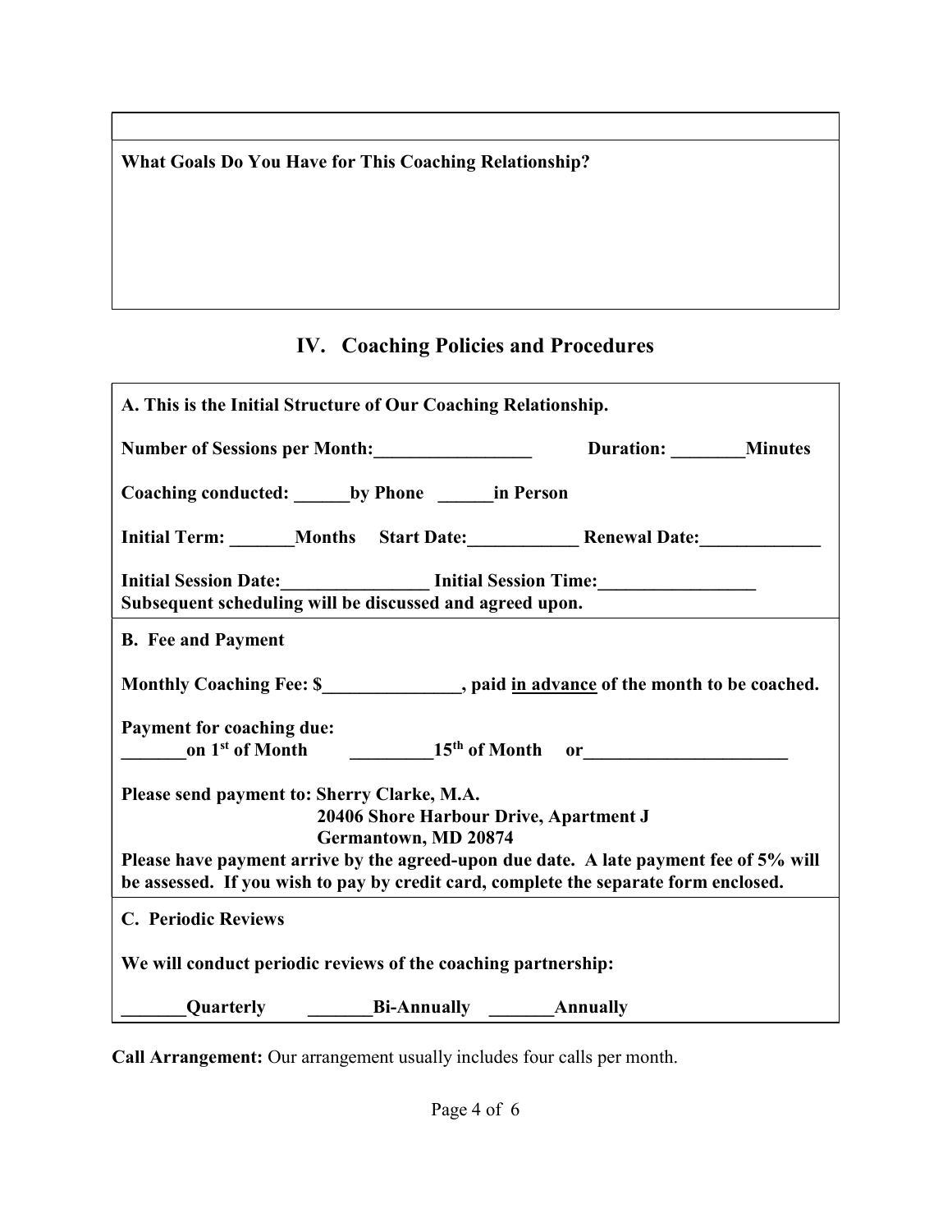**What Goals Do You Have for This Coaching Relationship?**

## IV. Coaching Policies and Procedures

**A. This is the Initial Structure of Our Coaching Relationship.**

**Number of Sessions per Month:_________________ Duration: ________Minutes**

**Coaching conducted: ______by Phone ______in Person**

**Initial Term: _______Months Start Date:____________ Renewal Date:_____________**

**Initial Session Date:________________ Initial Session Time:_________________**
**Subsequent scheduling will be discussed and agreed upon.**

**B. Fee and Payment**

**Monthly Coaching Fee: $_______________, paid <u>in advance</u> of the month to be coached.**

**Payment for coaching due:**
**_______on 1st of Month _________15th of Month or______________________**

**Please send payment to: Sherry Clarke, M.A.**
**20406 Shore Harbour Drive, Apartment J**
**Germantown, MD 20874**
**Please have payment arrive by the agreed-upon due date. A late payment fee of 5% will be assessed. If you wish to pay by credit card, complete the separate form enclosed.**

**C. Periodic Reviews**

**We will conduct periodic reviews of the coaching partnership:**

**_______Quarterly _______Bi-Annually _______Annually**

**Call Arrangement:** Our arrangement usually includes four calls per month.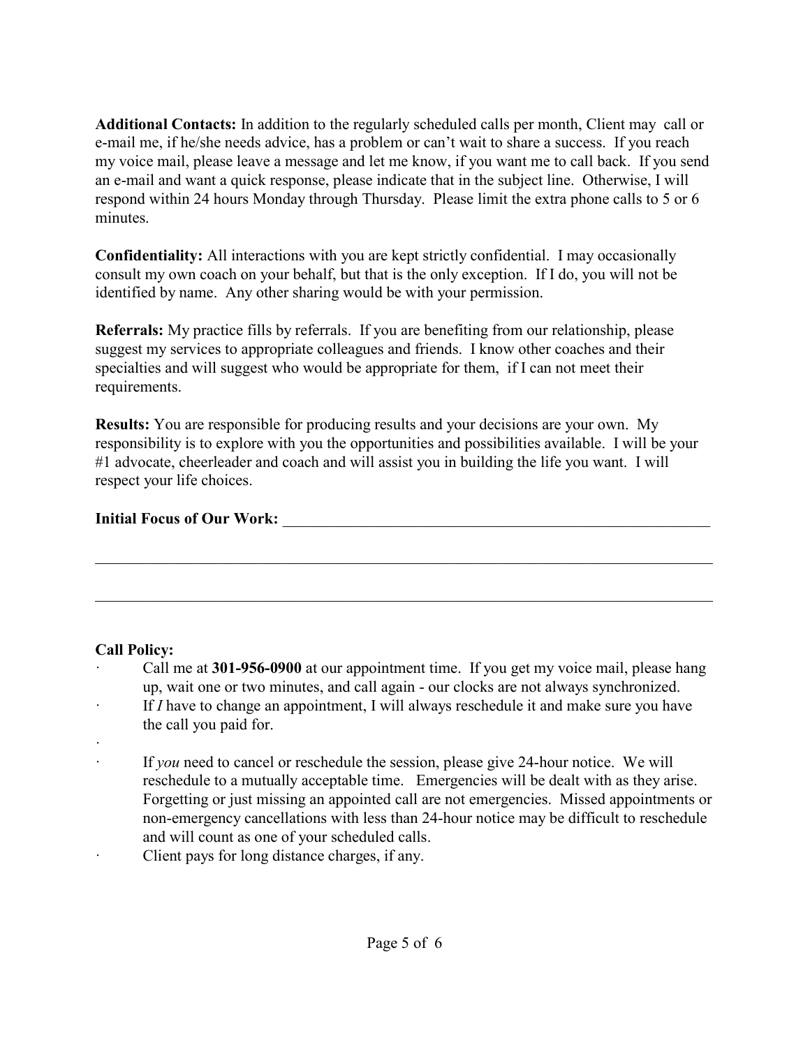**Additional Contacts:** In addition to the regularly scheduled calls per month, Client may call or e-mail me, if he/she needs advice, has a problem or can't wait to share a success. If you reach my voice mail, please leave a message and let me know, if you want me to call back. If you send an e-mail and want a quick response, please indicate that in the subject line. Otherwise, I will respond within 24 hours Monday through Thursday. Please limit the extra phone calls to 5 or 6 minutes.

**Confidentiality:** All interactions with you are kept strictly confidential. I may occasionally consult my own coach on your behalf, but that is the only exception. If I do, you will not be identified by name. Any other sharing would be with your permission.

**Referrals:** My practice fills by referrals. If you are benefiting from our relationship, please suggest my services to appropriate colleagues and friends. I know other coaches and their specialties and will suggest who would be appropriate for them, if I can not meet their requirements.

**Results:** You are responsible for producing results and your decisions are your own. My responsibility is to explore with you the opportunities and possibilities available. I will be your #1 advocate, cheerleader and coach and will assist you in building the life you want. I will respect your life choices.

**Initial Focus of Our Work:** \_\_\_\_\_\_\_\_\_\_\_\_\_\_\_\_\_\_\_\_\_\_\_\_\_\_\_\_\_\_\_\_\_\_\_\_\_\_\_\_\_\_\_\_\_\_\_\_\_\_\_\_\_\_\_\_

\_\_\_\_\_\_\_\_\_\_\_\_\_\_\_\_\_\_\_\_\_\_\_\_\_\_\_\_\_\_\_\_\_\_\_\_\_\_\_\_\_\_\_\_\_\_\_\_\_\_\_\_\_\_\_\_\_\_\_\_\_\_\_\_\_\_\_\_\_\_\_\_\_\_\_\_\_\_

\_\_\_\_\_\_\_\_\_\_\_\_\_\_\_\_\_\_\_\_\_\_\_\_\_\_\_\_\_\_\_\_\_\_\_\_\_\_\_\_\_\_\_\_\_\_\_\_\_\_\_\_\_\_\_\_\_\_\_\_\_\_\_\_\_\_\_\_\_\_\_\_\_\_\_\_\_\_

**Call Policy:**

- Call me at **301-956-0900** at our appointment time. If you get my voice mail, please hang up, wait one or two minutes, and call again - our clocks are not always synchronized.
- If *I* have to change an appointment, I will always reschedule it and make sure you have the call you paid for.
- If *you* need to cancel or reschedule the session, please give 24-hour notice. We will reschedule to a mutually acceptable time. Emergencies will be dealt with as they arise. Forgetting or just missing an appointed call are not emergencies. Missed appointments or non-emergency cancellations with less than 24-hour notice may be difficult to reschedule and will count as one of your scheduled calls.
- Client pays for long distance charges, if any.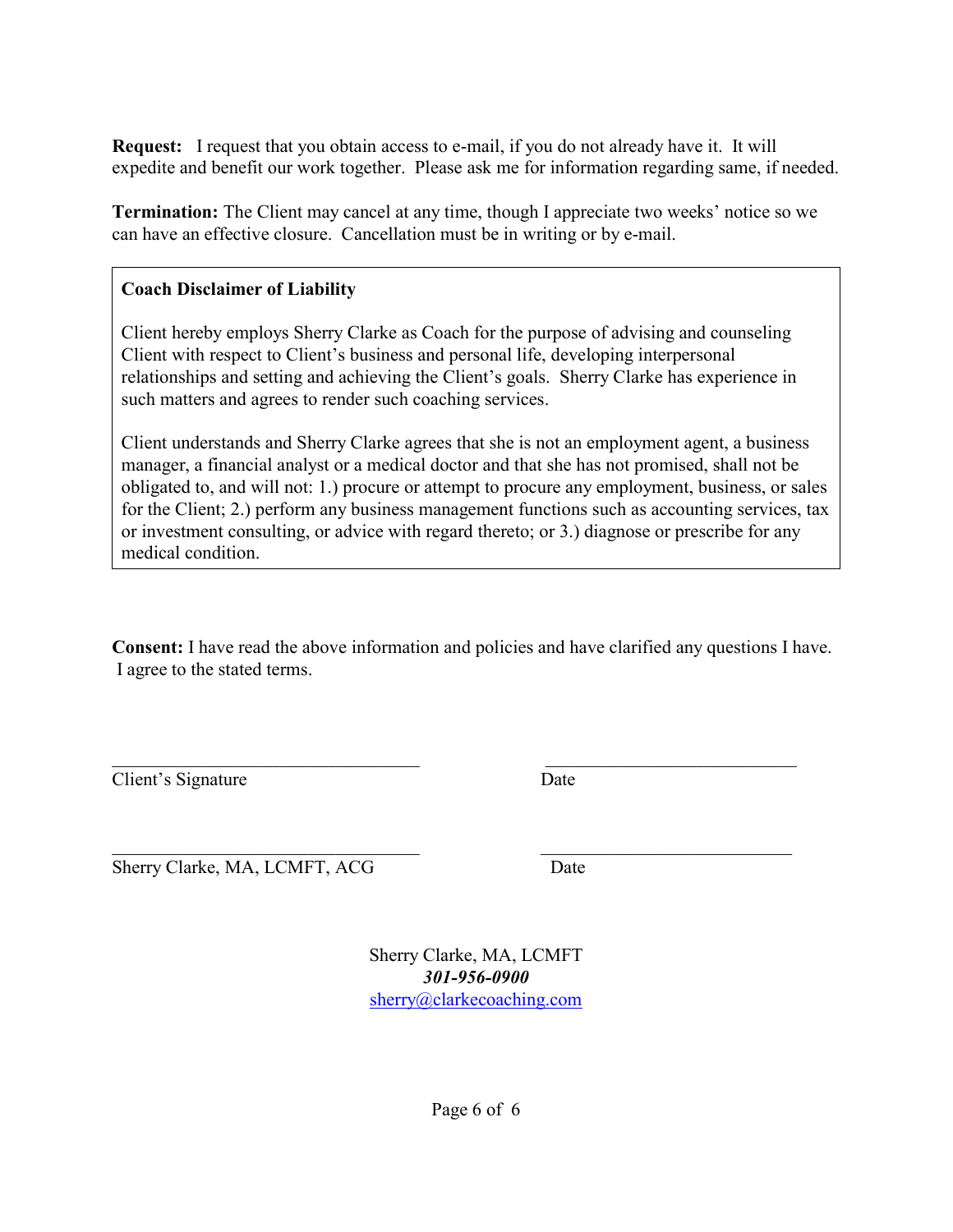**Request:** I request that you obtain access to e-mail, if you do not already have it. It will expedite and benefit our work together. Please ask me for information regarding same, if needed.

**Termination:** The Client may cancel at any time, though I appreciate two weeks' notice so we can have an effective closure. Cancellation must be in writing or by e-mail.

**Coach Disclaimer of Liability**

Client hereby employs Sherry Clarke as Coach for the purpose of advising and counseling Client with respect to Client's business and personal life, developing interpersonal relationships and setting and achieving the Client's goals. Sherry Clarke has experience in such matters and agrees to render such coaching services.

Client understands and Sherry Clarke agrees that she is not an employment agent, a business manager, a financial analyst or a medical doctor and that she has not promised, shall not be obligated to, and will not: 1.) procure or attempt to procure any employment, business, or sales for the Client; 2.) perform any business management functions such as accounting services, tax or investment consulting, or advice with regard thereto; or 3.) diagnose or prescribe for any medical condition.

**Consent:** I have read the above information and policies and have clarified any questions I have. I agree to the stated terms.

\_\_\_\_\_\_\_\_\_\_\_\_\_\_\_\_\_\_\_\_\_\_\_\_\_\_\_\_\_\_ \_\_\_\_\_\_\_\_\_\_\_\_\_\_\_\_\_\_\_\_\_\_\_\_\_\_\_\_

Client's Signature Date

\_\_\_\_\_\_\_\_\_\_\_\_\_\_\_\_\_\_\_\_\_\_\_\_\_\_\_\_\_\_ \_\_\_\_\_\_\_\_\_\_\_\_\_\_\_\_\_\_\_\_\_\_\_\_\_\_\_\_

Sherry Clarke, MA, LCMFT, ACG Date

Sherry Clarke, MA, LCMFT
***301-956-0900***
sherry@clarkecoaching.com